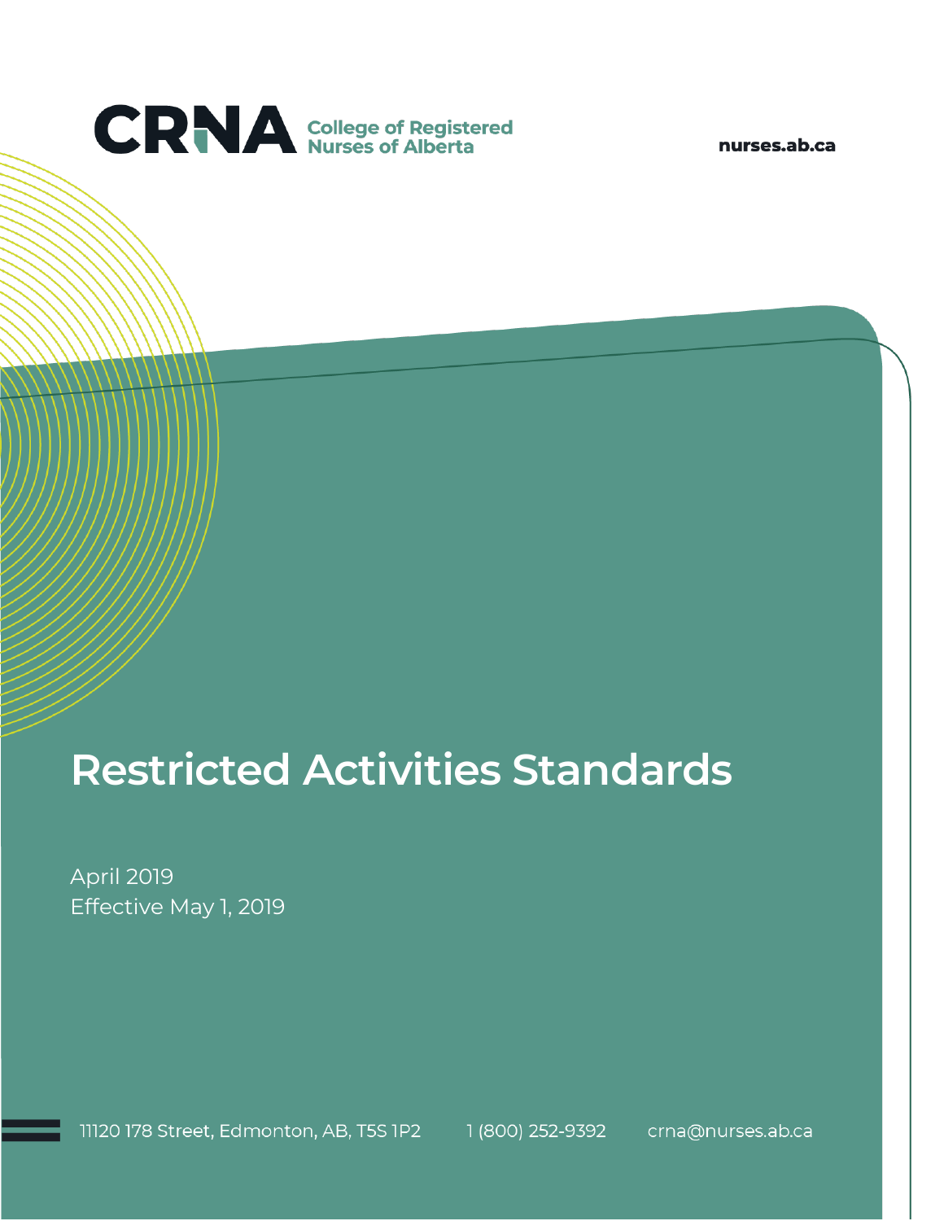CRNA College of Registered Nurses of Alberta

nurses.ab.ca

# Restricted Activities Standards

April 2019
Effective May 1, 2019

11120 178 Street, Edmonton, AB, T5S 1P2 1 (800) 252-9392 crna@nurses.ab.ca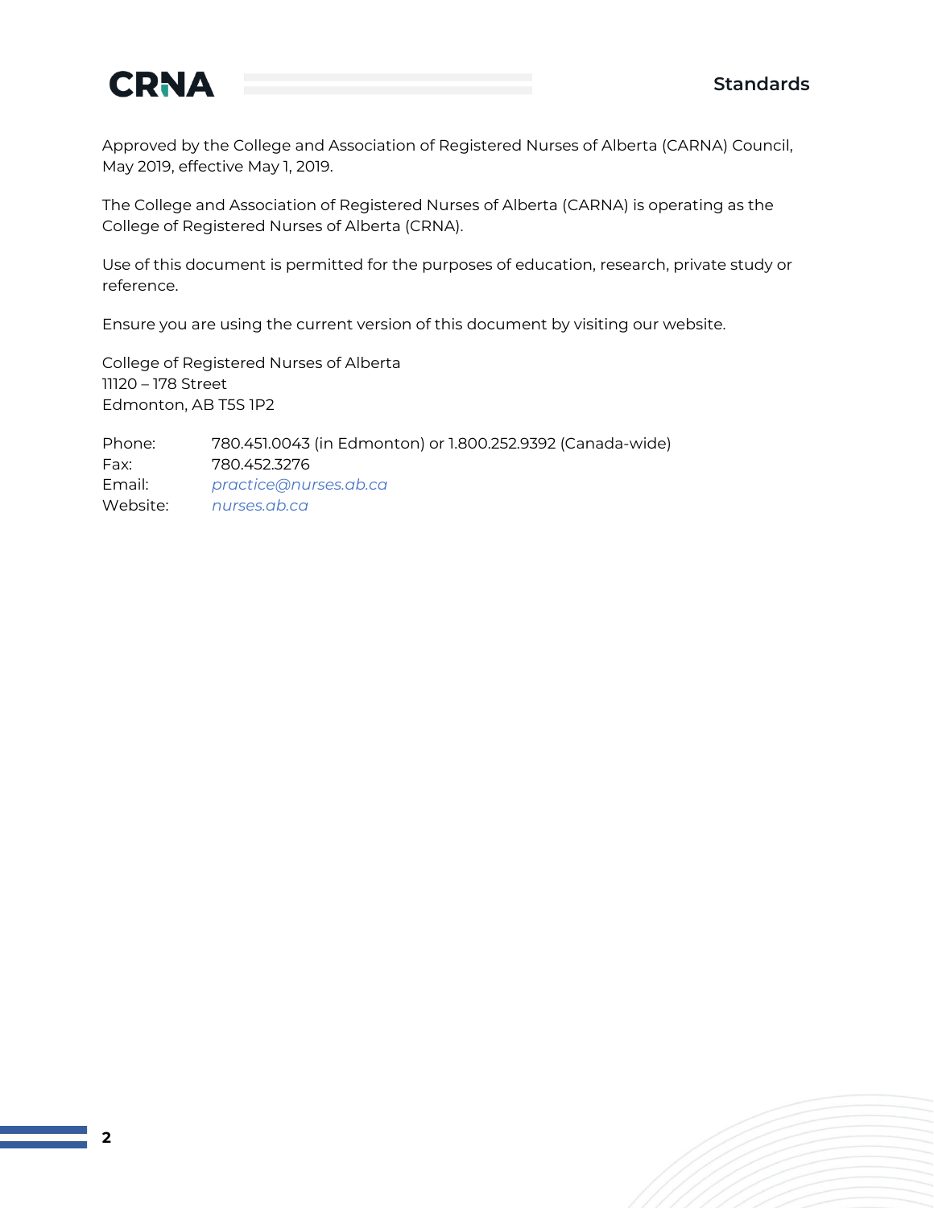Approved by the College and Association of Registered Nurses of Alberta (CARNA) Council, May 2019, effective May 1, 2019.

The College and Association of Registered Nurses of Alberta (CARNA) is operating as the College of Registered Nurses of Alberta (CRNA).

Use of this document is permitted for the purposes of education, research, private study or reference.

Ensure you are using the current version of this document by visiting our website.

College of Registered Nurses of Alberta
11120 – 178 Street
Edmonton, AB T5S 1P2

Phone: 780.451.0043 (in Edmonton) or 1.800.252.9392 (Canada-wide)
Fax: 780.452.3276
Email: *practice@nurses.ab.ca*
Website: *nurses.ab.ca*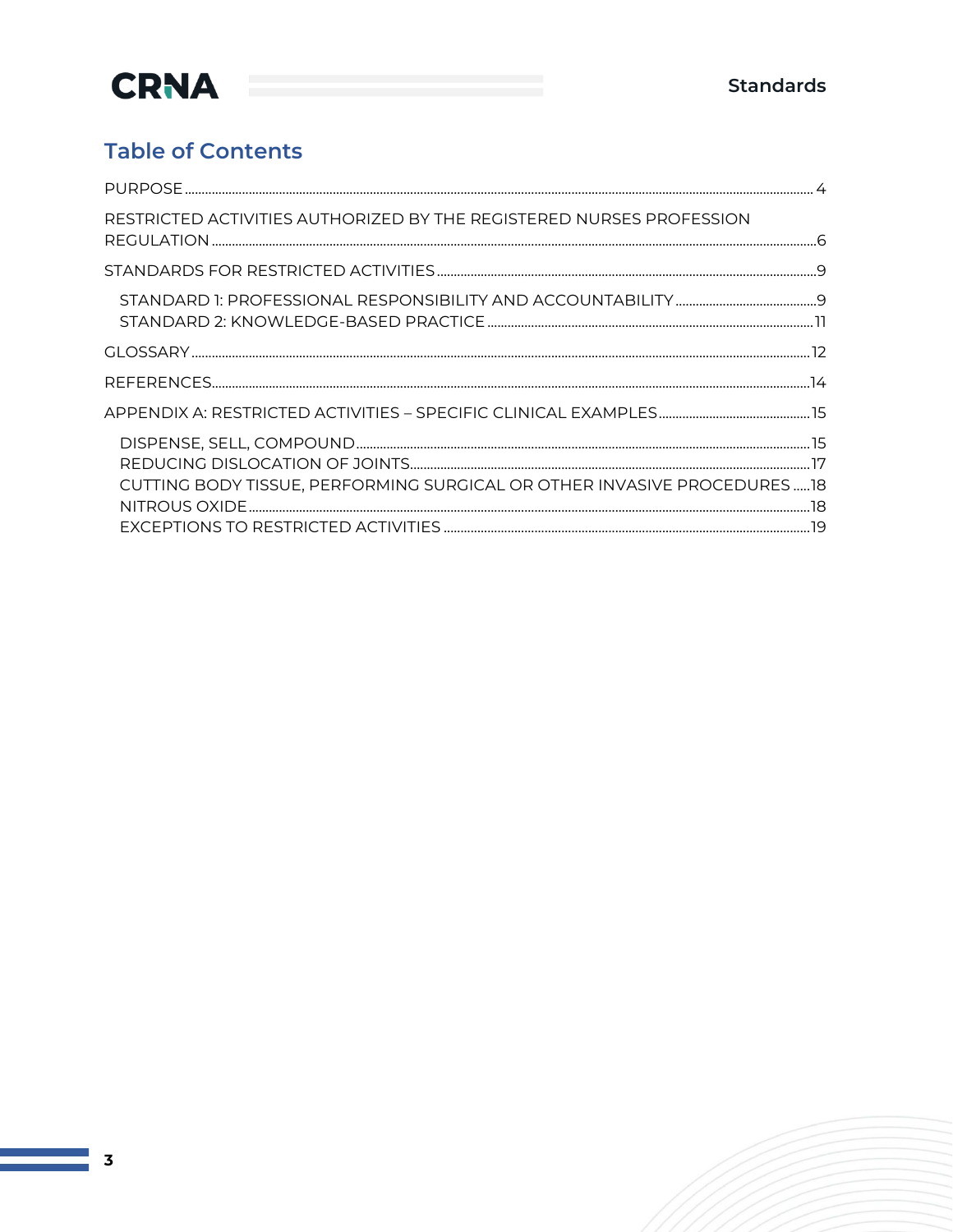## Table of Contents

PURPOSE ..... 4

RESTRICTED ACTIVITIES AUTHORIZED BY THE REGISTERED NURSES PROFESSION REGULATION ..... 6

STANDARDS FOR RESTRICTED ACTIVITIES ..... 9

- STANDARD 1: PROFESSIONAL RESPONSIBILITY AND ACCOUNTABILITY ..... 9
- STANDARD 2: KNOWLEDGE-BASED PRACTICE ..... 11

GLOSSARY ..... 12

REFERENCES ..... 14

APPENDIX A: RESTRICTED ACTIVITIES – SPECIFIC CLINICAL EXAMPLES ..... 15

- DISPENSE, SELL, COMPOUND ..... 15
- REDUCING DISLOCATION OF JOINTS ..... 17
- CUTTING BODY TISSUE, PERFORMING SURGICAL OR OTHER INVASIVE PROCEDURES ..... 18
- NITROUS OXIDE ..... 18
- EXCEPTIONS TO RESTRICTED ACTIVITIES ..... 19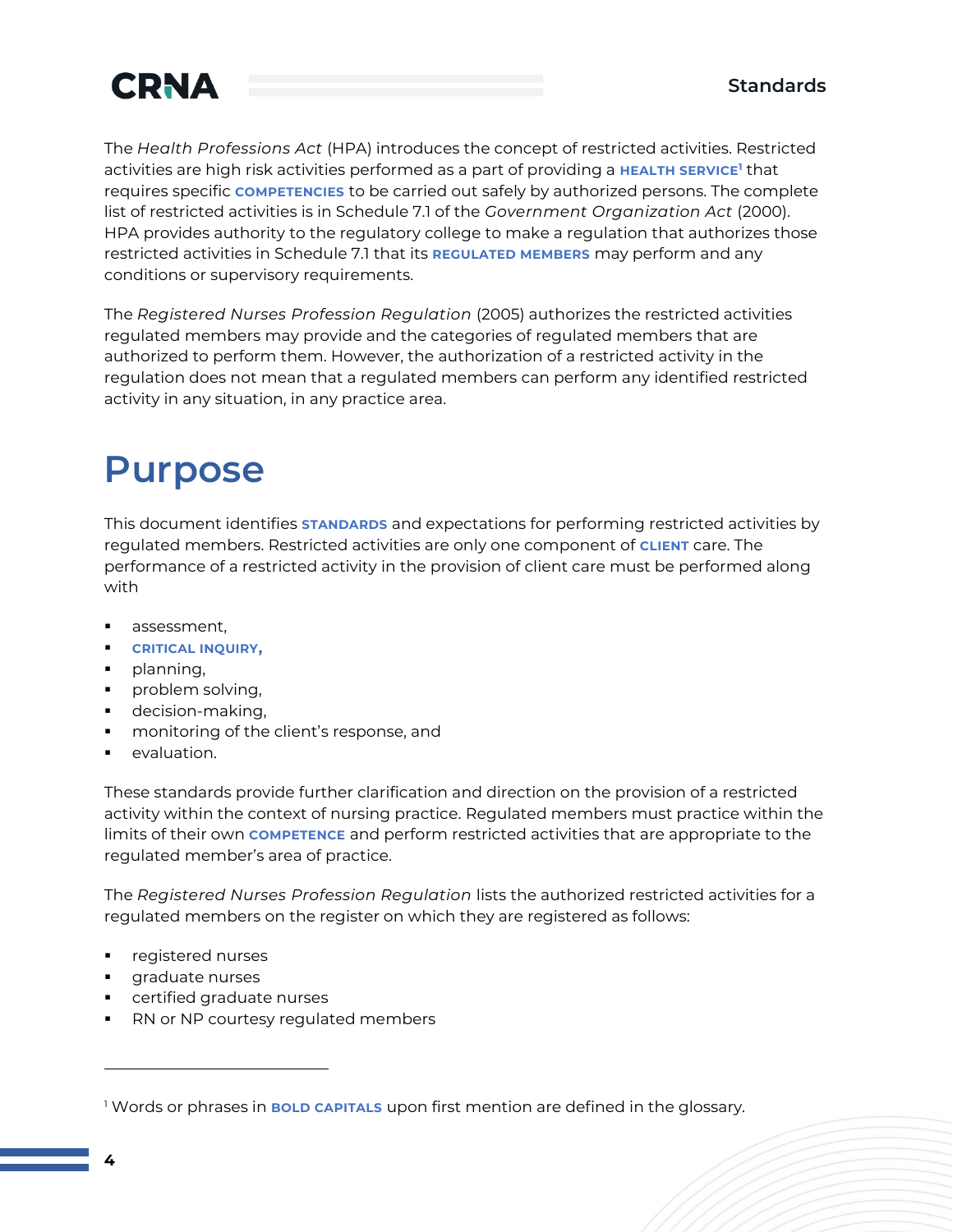The *Health Professions Act* (HPA) introduces the concept of restricted activities. Restricted activities are high risk activities performed as a part of providing a **HEALTH SERVICE**[1] that requires specific **COMPETENCIES** to be carried out safely by authorized persons. The complete list of restricted activities is in Schedule 7.1 of the *Government Organization Act* (2000). HPA provides authority to the regulatory college to make a regulation that authorizes those restricted activities in Schedule 7.1 that its **REGULATED MEMBERS** may perform and any conditions or supervisory requirements.

The *Registered Nurses Profession Regulation* (2005) authorizes the restricted activities regulated members may provide and the categories of regulated members that are authorized to perform them. However, the authorization of a restricted activity in the regulation does not mean that a regulated members can perform any identified restricted activity in any situation, in any practice area.

# Purpose

This document identifies **STANDARDS** and expectations for performing restricted activities by regulated members. Restricted activities are only one component of **CLIENT** care. The performance of a restricted activity in the provision of client care must be performed along with

- assessment,
- **CRITICAL INQUIRY,**
- planning,
- problem solving,
- decision-making,
- monitoring of the client's response, and
- evaluation.

These standards provide further clarification and direction on the provision of a restricted activity within the context of nursing practice. Regulated members must practice within the limits of their own **COMPETENCE** and perform restricted activities that are appropriate to the regulated member's area of practice.

The *Registered Nurses Profession Regulation* lists the authorized restricted activities for a regulated members on the register on which they are registered as follows:

- registered nurses
- graduate nurses
- certified graduate nurses
- RN or NP courtesy regulated members

[1] Words or phrases in **BOLD CAPITALS** upon first mention are defined in the glossary.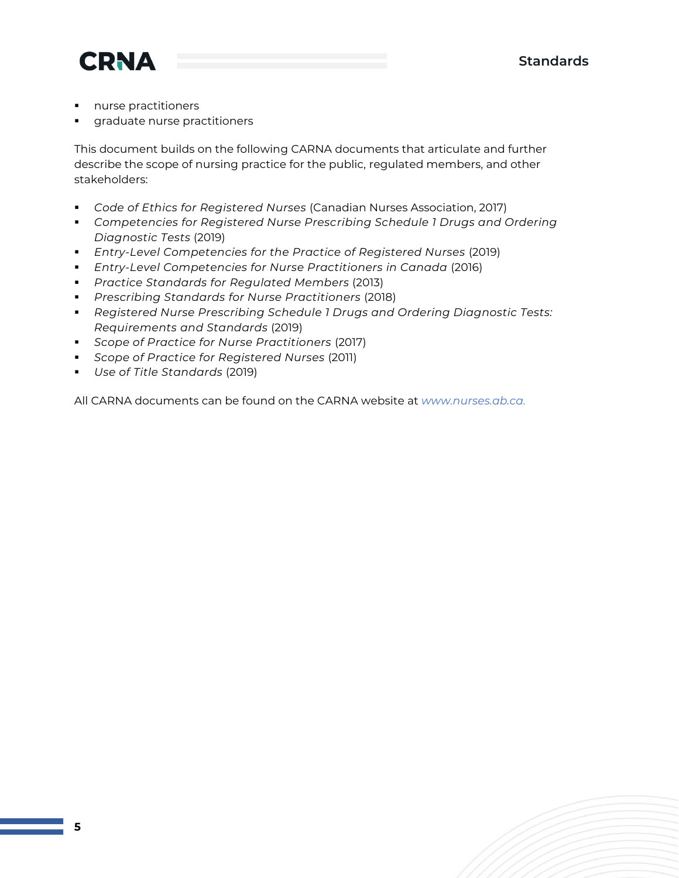- nurse practitioners
- graduate nurse practitioners

This document builds on the following CARNA documents that articulate and further describe the scope of nursing practice for the public, regulated members, and other stakeholders:

- *Code of Ethics for Registered Nurses* (Canadian Nurses Association, 2017)
- *Competencies for Registered Nurse Prescribing Schedule 1 Drugs and Ordering Diagnostic Tests* (2019)
- *Entry-Level Competencies for the Practice of Registered Nurses* (2019)
- *Entry-Level Competencies for Nurse Practitioners in Canada* (2016)
- *Practice Standards for Regulated Members* (2013)
- *Prescribing Standards for Nurse Practitioners* (2018)
- *Registered Nurse Prescribing Schedule 1 Drugs and Ordering Diagnostic Tests: Requirements and Standards* (2019)
- *Scope of Practice for Nurse Practitioners* (2017)
- *Scope of Practice for Registered Nurses* (2011)
- *Use of Title Standards* (2019)

All CARNA documents can be found on the CARNA website at *www.nurses.ab.ca.*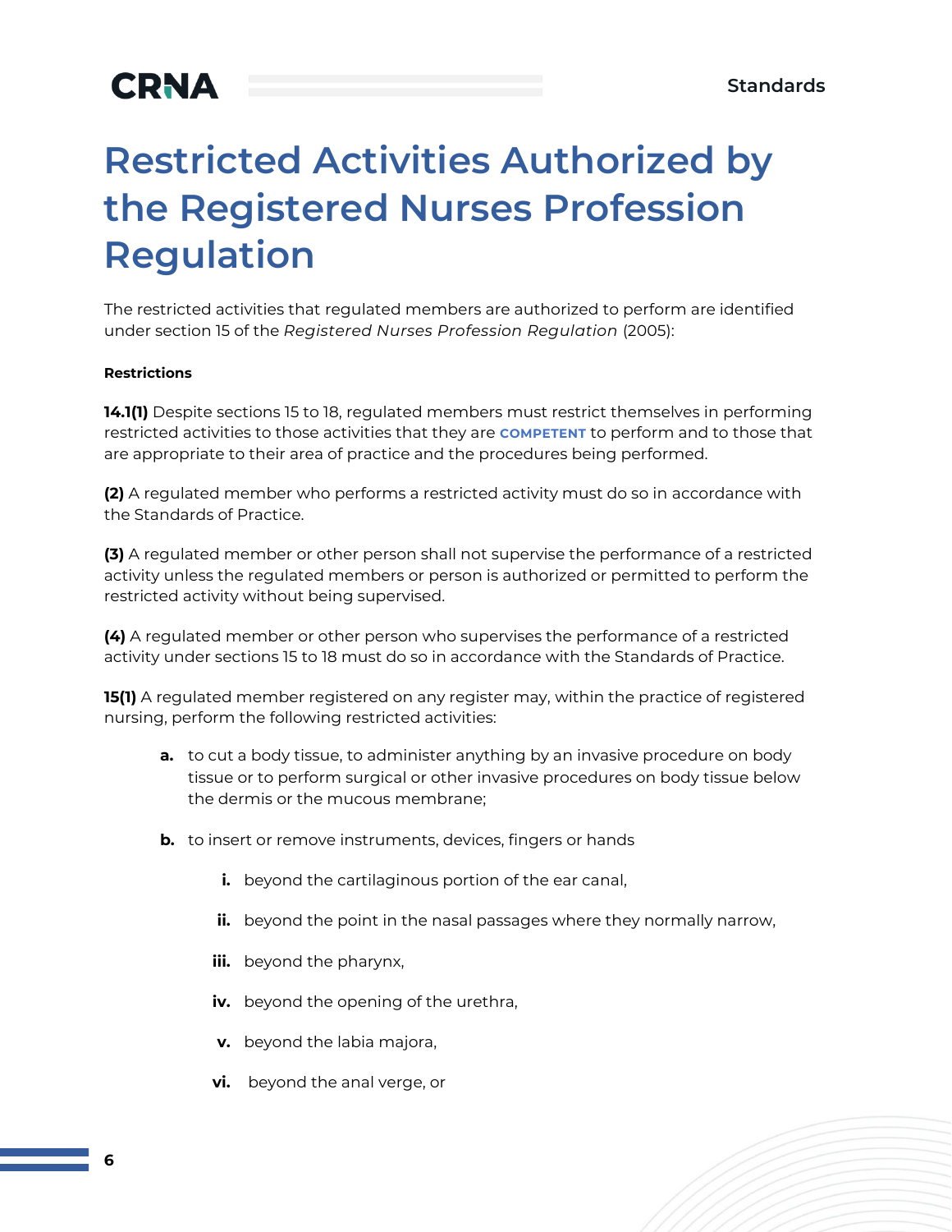# Restricted Activities Authorized by the Registered Nurses Profession Regulation

The restricted activities that regulated members are authorized to perform are identified under section 15 of the *Registered Nurses Profession Regulation* (2005):

**Restrictions**

**14.1(1)** Despite sections 15 to 18, regulated members must restrict themselves in performing restricted activities to those activities that they are **COMPETENT** to perform and to those that are appropriate to their area of practice and the procedures being performed.

**(2)** A regulated member who performs a restricted activity must do so in accordance with the Standards of Practice.

**(3)** A regulated member or other person shall not supervise the performance of a restricted activity unless the regulated members or person is authorized or permitted to perform the restricted activity without being supervised.

**(4)** A regulated member or other person who supervises the performance of a restricted activity under sections 15 to 18 must do so in accordance with the Standards of Practice.

**15(1)** A regulated member registered on any register may, within the practice of registered nursing, perform the following restricted activities:

- **a.** to cut a body tissue, to administer anything by an invasive procedure on body tissue or to perform surgical or other invasive procedures on body tissue below the dermis or the mucous membrane;
- **b.** to insert or remove instruments, devices, fingers or hands
  - **i.** beyond the cartilaginous portion of the ear canal,
  - **ii.** beyond the point in the nasal passages where they normally narrow,
  - **iii.** beyond the pharynx,
  - **iv.** beyond the opening of the urethra,
  - **v.** beyond the labia majora,
  - **vi.** beyond the anal verge, or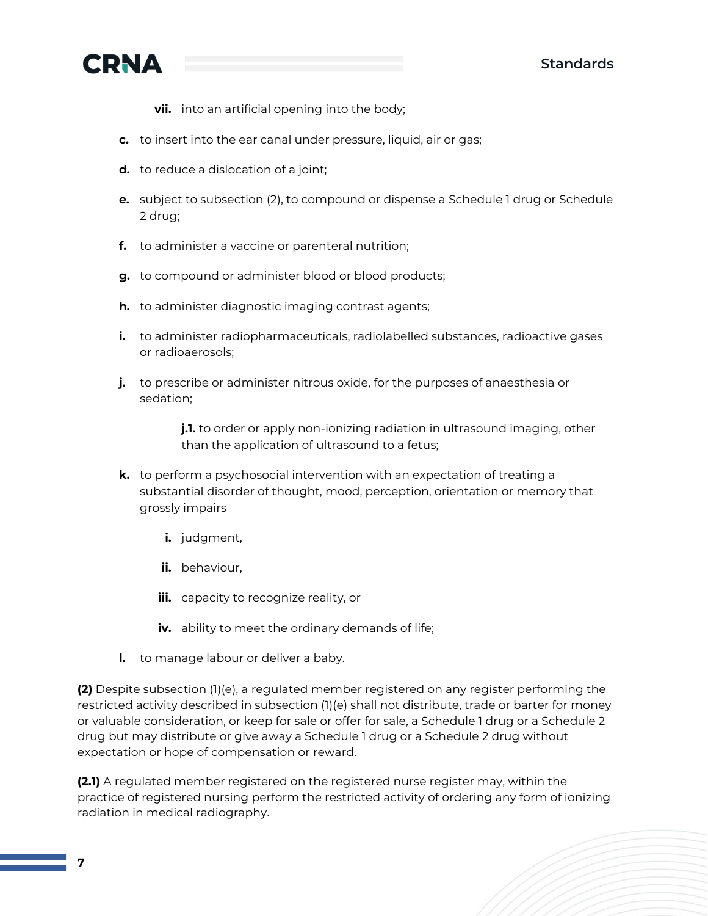vii. into an artificial opening into the body;

- **c.** to insert into the ear canal under pressure, liquid, air or gas;
- **d.** to reduce a dislocation of a joint;
- **e.** subject to subsection (2), to compound or dispense a Schedule 1 drug or Schedule 2 drug;
- **f.** to administer a vaccine or parenteral nutrition;
- **g.** to compound or administer blood or blood products;
- **h.** to administer diagnostic imaging contrast agents;
- **i.** to administer radiopharmaceuticals, radiolabelled substances, radioactive gases or radioaerosols;
- **j.** to prescribe or administer nitrous oxide, for the purposes of anaesthesia or sedation;

   **j.1.** to order or apply non-ionizing radiation in ultrasound imaging, other than the application of ultrasound to a fetus;

- **k.** to perform a psychosocial intervention with an expectation of treating a substantial disorder of thought, mood, perception, orientation or memory that grossly impairs
   - **i.** judgment,
   - **ii.** behaviour,
   - **iii.** capacity to recognize reality, or
   - **iv.** ability to meet the ordinary demands of life;
- **l.** to manage labour or deliver a baby.

**(2)** Despite subsection (1)(e), a regulated member registered on any register performing the restricted activity described in subsection (1)(e) shall not distribute, trade or barter for money or valuable consideration, or keep for sale or offer for sale, a Schedule 1 drug or a Schedule 2 drug but may distribute or give away a Schedule 1 drug or a Schedule 2 drug without expectation or hope of compensation or reward.

**(2.1)** A regulated member registered on the registered nurse register may, within the practice of registered nursing perform the restricted activity of ordering any form of ionizing radiation in medical radiography.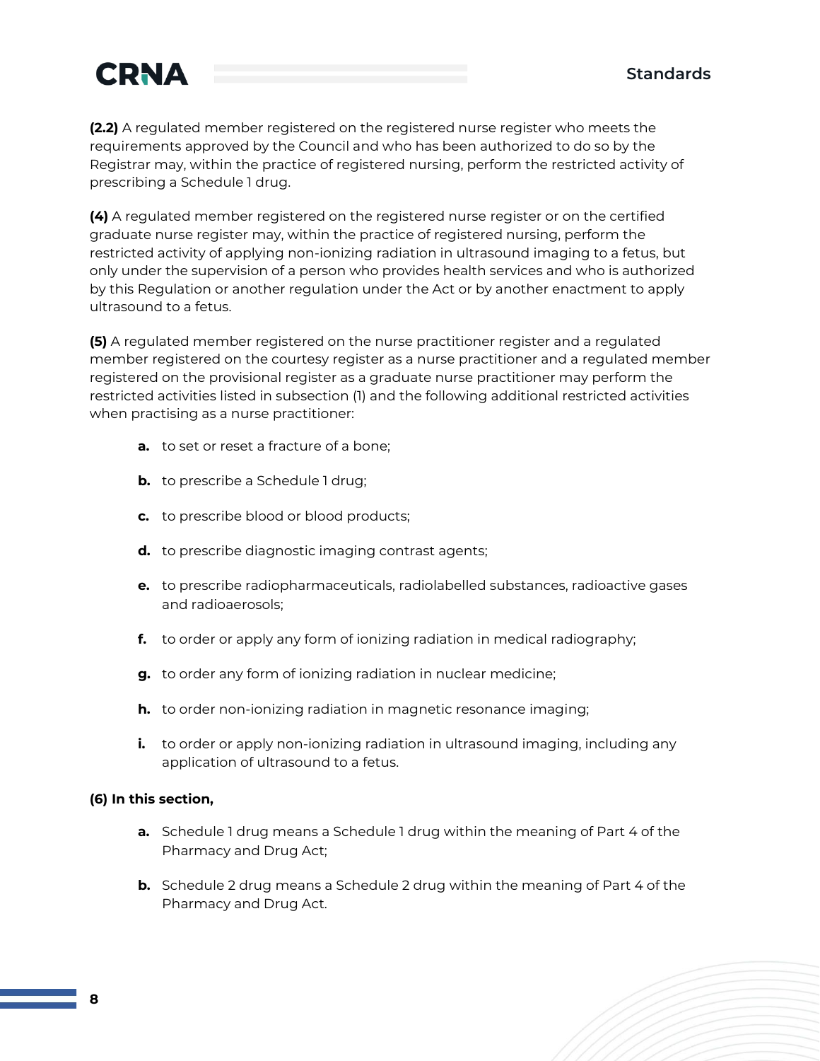**(2.2)** A regulated member registered on the registered nurse register who meets the requirements approved by the Council and who has been authorized to do so by the Registrar may, within the practice of registered nursing, perform the restricted activity of prescribing a Schedule 1 drug.

**(4)** A regulated member registered on the registered nurse register or on the certified graduate nurse register may, within the practice of registered nursing, perform the restricted activity of applying non-ionizing radiation in ultrasound imaging to a fetus, but only under the supervision of a person who provides health services and who is authorized by this Regulation or another regulation under the Act or by another enactment to apply ultrasound to a fetus.

**(5)** A regulated member registered on the nurse practitioner register and a regulated member registered on the courtesy register as a nurse practitioner and a regulated member registered on the provisional register as a graduate nurse practitioner may perform the restricted activities listed in subsection (1) and the following additional restricted activities when practising as a nurse practitioner:

- **a.** to set or reset a fracture of a bone;
- **b.** to prescribe a Schedule 1 drug;
- **c.** to prescribe blood or blood products;
- **d.** to prescribe diagnostic imaging contrast agents;
- **e.** to prescribe radiopharmaceuticals, radiolabelled substances, radioactive gases and radioaerosols;
- **f.** to order or apply any form of ionizing radiation in medical radiography;
- **g.** to order any form of ionizing radiation in nuclear medicine;
- **h.** to order non-ionizing radiation in magnetic resonance imaging;
- **i.** to order or apply non-ionizing radiation in ultrasound imaging, including any application of ultrasound to a fetus.

**(6) In this section,**

- **a.** Schedule 1 drug means a Schedule 1 drug within the meaning of Part 4 of the Pharmacy and Drug Act;
- **b.** Schedule 2 drug means a Schedule 2 drug within the meaning of Part 4 of the Pharmacy and Drug Act.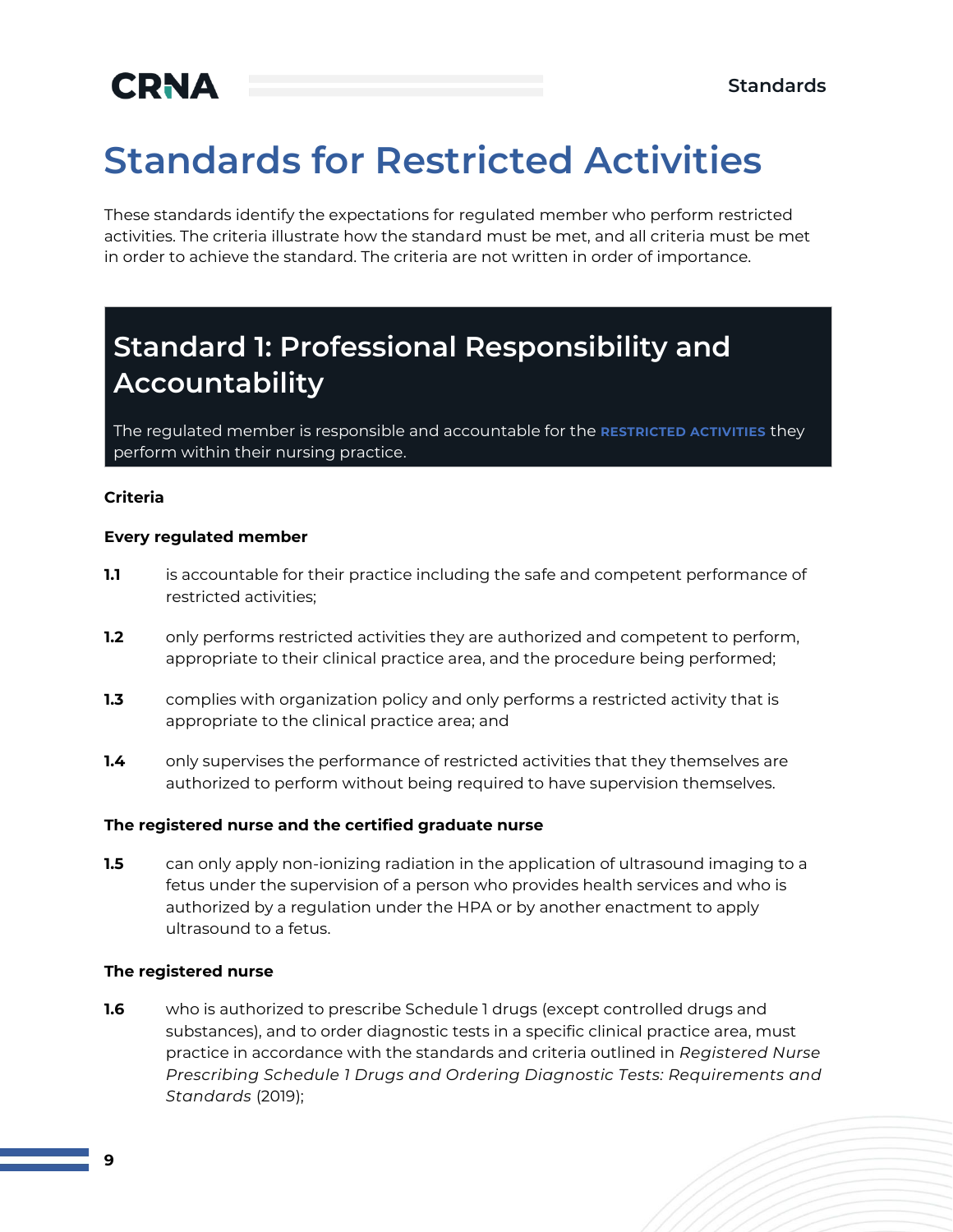# Standards for Restricted Activities

These standards identify the expectations for regulated member who perform restricted activities. The criteria illustrate how the standard must be met, and all criteria must be met in order to achieve the standard. The criteria are not written in order of importance.

## Standard 1: Professional Responsibility and Accountability

The regulated member is responsible and accountable for the **RESTRICTED ACTIVITIES** they perform within their nursing practice.

**Criteria**

**Every regulated member**

**1.1** is accountable for their practice including the safe and competent performance of restricted activities;

**1.2** only performs restricted activities they are authorized and competent to perform, appropriate to their clinical practice area, and the procedure being performed;

**1.3** complies with organization policy and only performs a restricted activity that is appropriate to the clinical practice area; and

**1.4** only supervises the performance of restricted activities that they themselves are authorized to perform without being required to have supervision themselves.

**The registered nurse and the certified graduate nurse**

**1.5** can only apply non-ionizing radiation in the application of ultrasound imaging to a fetus under the supervision of a person who provides health services and who is authorized by a regulation under the HPA or by another enactment to apply ultrasound to a fetus.

**The registered nurse**

**1.6** who is authorized to prescribe Schedule 1 drugs (except controlled drugs and substances), and to order diagnostic tests in a specific clinical practice area, must practice in accordance with the standards and criteria outlined in *Registered Nurse Prescribing Schedule 1 Drugs and Ordering Diagnostic Tests: Requirements and Standards* (2019);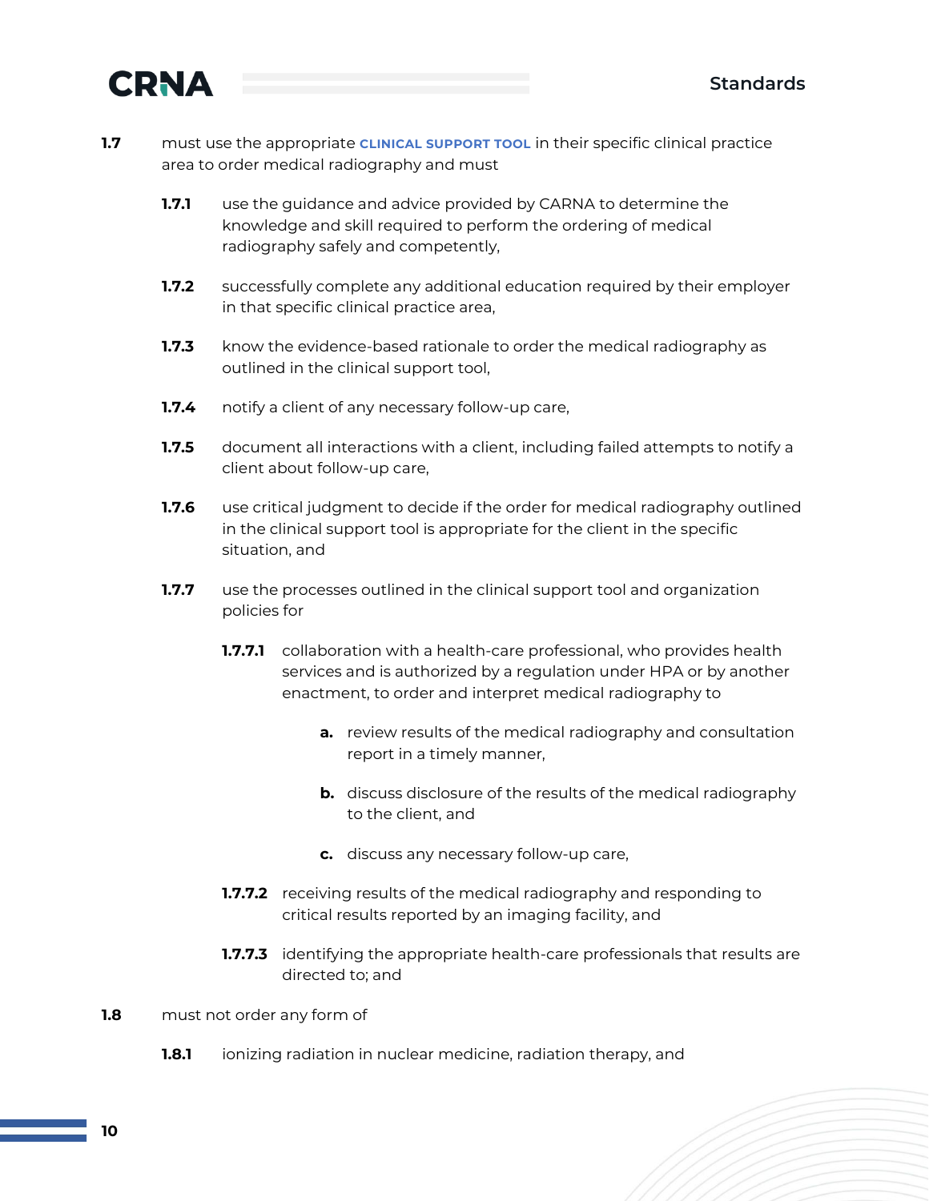**1.7** must use the appropriate **CLINICAL SUPPORT TOOL** in their specific clinical practice area to order medical radiography and must

**1.7.1** use the guidance and advice provided by CARNA to determine the knowledge and skill required to perform the ordering of medical radiography safely and competently,

**1.7.2** successfully complete any additional education required by their employer in that specific clinical practice area,

**1.7.3** know the evidence-based rationale to order the medical radiography as outlined in the clinical support tool,

**1.7.4** notify a client of any necessary follow-up care,

**1.7.5** document all interactions with a client, including failed attempts to notify a client about follow-up care,

**1.7.6** use critical judgment to decide if the order for medical radiography outlined in the clinical support tool is appropriate for the client in the specific situation, and

**1.7.7** use the processes outlined in the clinical support tool and organization policies for

**1.7.7.1** collaboration with a health-care professional, who provides health services and is authorized by a regulation under HPA or by another enactment, to order and interpret medical radiography to

**a.** review results of the medical radiography and consultation report in a timely manner,

**b.** discuss disclosure of the results of the medical radiography to the client, and

**c.** discuss any necessary follow-up care,

**1.7.7.2** receiving results of the medical radiography and responding to critical results reported by an imaging facility, and

**1.7.7.3** identifying the appropriate health-care professionals that results are directed to; and

**1.8** must not order any form of

**1.8.1** ionizing radiation in nuclear medicine, radiation therapy, and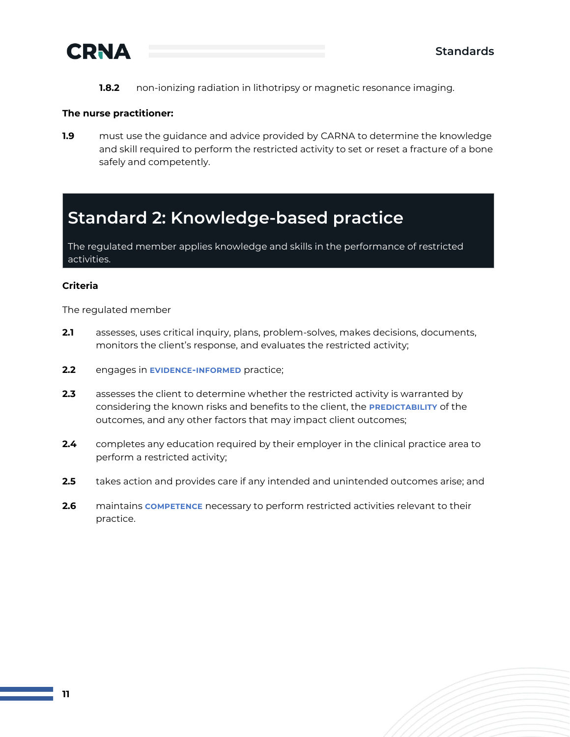**1.8.2** non-ionizing radiation in lithotripsy or magnetic resonance imaging.

**The nurse practitioner:**

**1.9** must use the guidance and advice provided by CARNA to determine the knowledge and skill required to perform the restricted activity to set or reset a fracture of a bone safely and competently.

## Standard 2: Knowledge-based practice

The regulated member applies knowledge and skills in the performance of restricted activities.

**Criteria**

The regulated member

**2.1** assesses, uses critical inquiry, plans, problem-solves, makes decisions, documents, monitors the client's response, and evaluates the restricted activity;

**2.2** engages in **EVIDENCE-INFORMED** practice;

**2.3** assesses the client to determine whether the restricted activity is warranted by considering the known risks and benefits to the client, the **PREDICTABILITY** of the outcomes, and any other factors that may impact client outcomes;

**2.4** completes any education required by their employer in the clinical practice area to perform a restricted activity;

**2.5** takes action and provides care if any intended and unintended outcomes arise; and

**2.6** maintains **COMPETENCE** necessary to perform restricted activities relevant to their practice.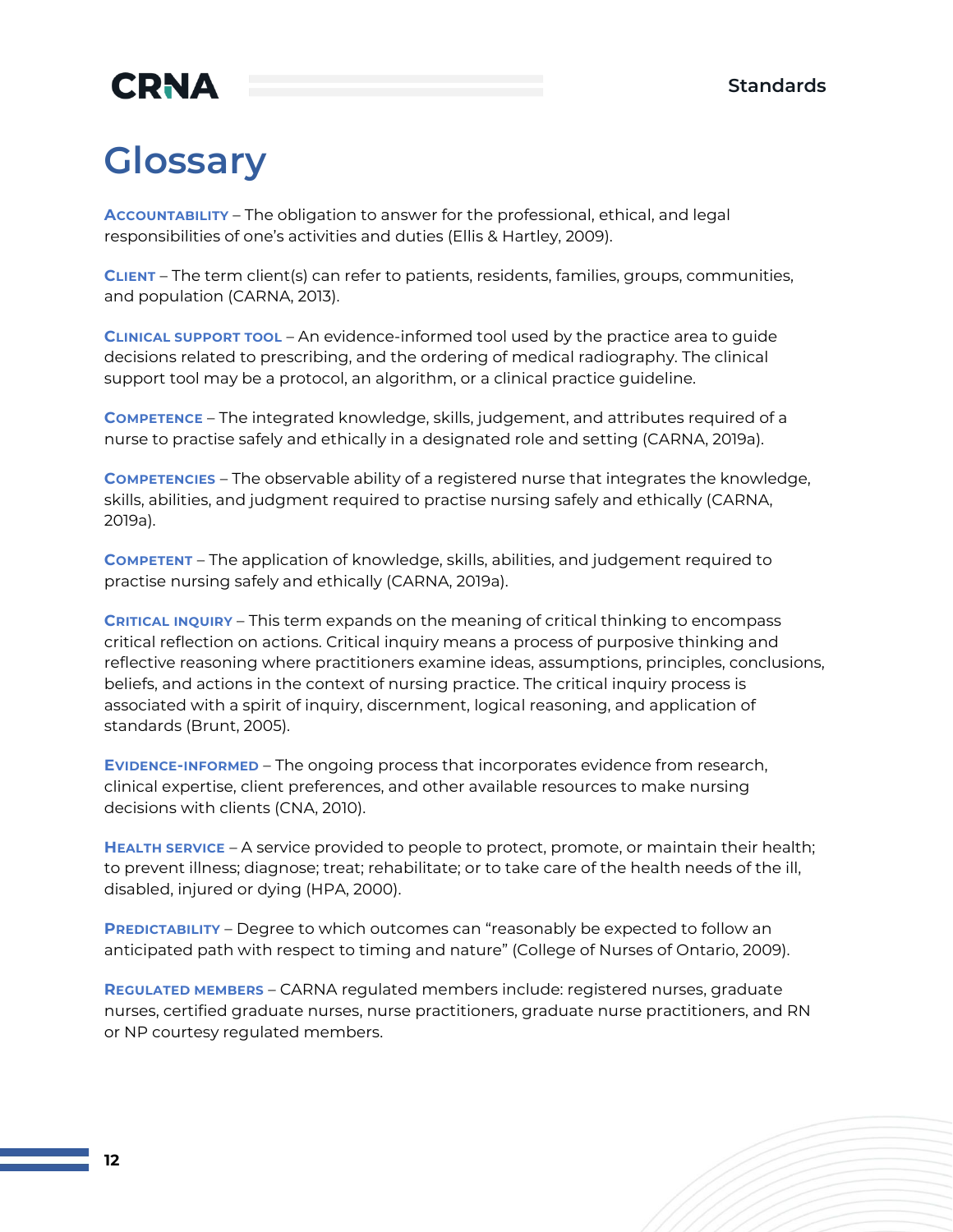# Glossary

**Accountability** – The obligation to answer for the professional, ethical, and legal responsibilities of one's activities and duties (Ellis & Hartley, 2009).

**Client** – The term client(s) can refer to patients, residents, families, groups, communities, and population (CARNA, 2013).

**Clinical support tool** – An evidence-informed tool used by the practice area to guide decisions related to prescribing, and the ordering of medical radiography. The clinical support tool may be a protocol, an algorithm, or a clinical practice guideline.

**Competence** – The integrated knowledge, skills, judgement, and attributes required of a nurse to practise safely and ethically in a designated role and setting (CARNA, 2019a).

**Competencies** – The observable ability of a registered nurse that integrates the knowledge, skills, abilities, and judgment required to practise nursing safely and ethically (CARNA, 2019a).

**Competent** – The application of knowledge, skills, abilities, and judgement required to practise nursing safely and ethically (CARNA, 2019a).

**Critical inquiry** – This term expands on the meaning of critical thinking to encompass critical reflection on actions. Critical inquiry means a process of purposive thinking and reflective reasoning where practitioners examine ideas, assumptions, principles, conclusions, beliefs, and actions in the context of nursing practice. The critical inquiry process is associated with a spirit of inquiry, discernment, logical reasoning, and application of standards (Brunt, 2005).

**Evidence-informed** – The ongoing process that incorporates evidence from research, clinical expertise, client preferences, and other available resources to make nursing decisions with clients (CNA, 2010).

**Health service** – A service provided to people to protect, promote, or maintain their health; to prevent illness; diagnose; treat; rehabilitate; or to take care of the health needs of the ill, disabled, injured or dying (HPA, 2000).

**Predictability** – Degree to which outcomes can "reasonably be expected to follow an anticipated path with respect to timing and nature" (College of Nurses of Ontario, 2009).

**Regulated members** – CARNA regulated members include: registered nurses, graduate nurses, certified graduate nurses, nurse practitioners, graduate nurse practitioners, and RN or NP courtesy regulated members.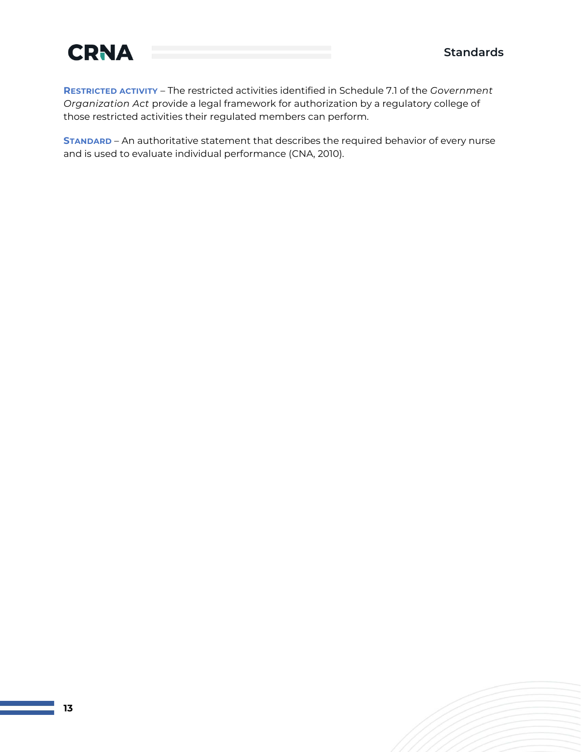**Restricted activity** – The restricted activities identified in Schedule 7.1 of the *Government Organization Act* provide a legal framework for authorization by a regulatory college of those restricted activities their regulated members can perform.

**Standard** – An authoritative statement that describes the required behavior of every nurse and is used to evaluate individual performance (CNA, 2010).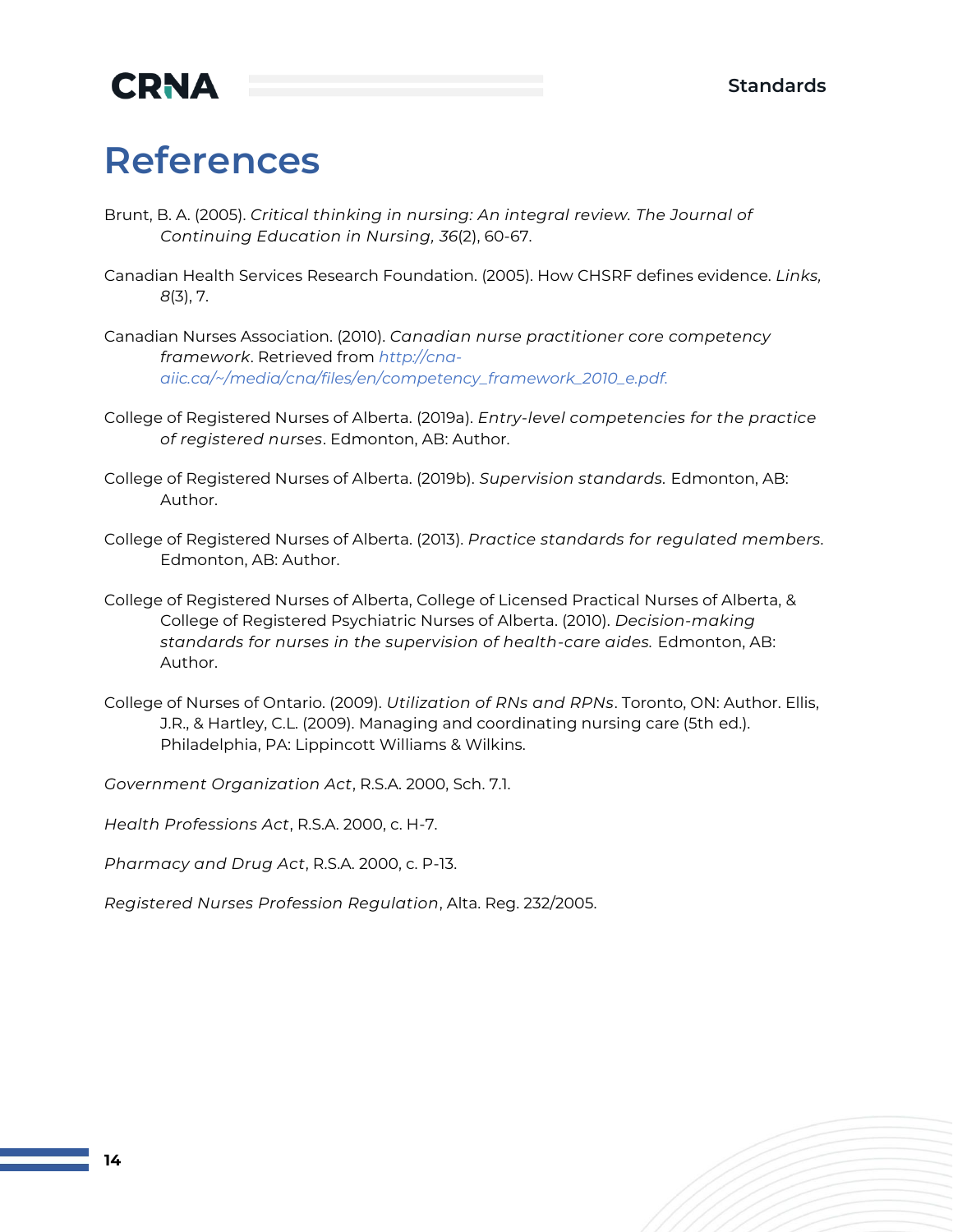# References

Brunt, B. A. (2005). *Critical thinking in nursing: An integral review. The Journal of Continuing Education in Nursing, 36*(2), 60-67.

Canadian Health Services Research Foundation. (2005). How CHSRF defines evidence. *Links, 8*(3), 7.

Canadian Nurses Association. (2010). *Canadian nurse practitioner core competency framework*. Retrieved from http://cna-aiic.ca/~/media/cna/files/en/competency_framework_2010_e.pdf.

College of Registered Nurses of Alberta. (2019a). *Entry-level competencies for the practice of registered nurses*. Edmonton, AB: Author.

College of Registered Nurses of Alberta. (2019b). *Supervision standards.* Edmonton, AB: Author.

College of Registered Nurses of Alberta. (2013). *Practice standards for regulated members*. Edmonton, AB: Author.

College of Registered Nurses of Alberta, College of Licensed Practical Nurses of Alberta, & College of Registered Psychiatric Nurses of Alberta. (2010). *Decision-making standards for nurses in the supervision of health-care aides.* Edmonton, AB: Author.

College of Nurses of Ontario. (2009). *Utilization of RNs and RPNs*. Toronto, ON: Author. Ellis, J.R., & Hartley, C.L. (2009). Managing and coordinating nursing care (5th ed.). Philadelphia, PA: Lippincott Williams & Wilkins.

*Government Organization Act*, R.S.A. 2000, Sch. 7.1.

*Health Professions Act*, R.S.A. 2000, c. H-7.

*Pharmacy and Drug Act*, R.S.A. 2000, c. P-13.

*Registered Nurses Profession Regulation*, Alta. Reg. 232/2005.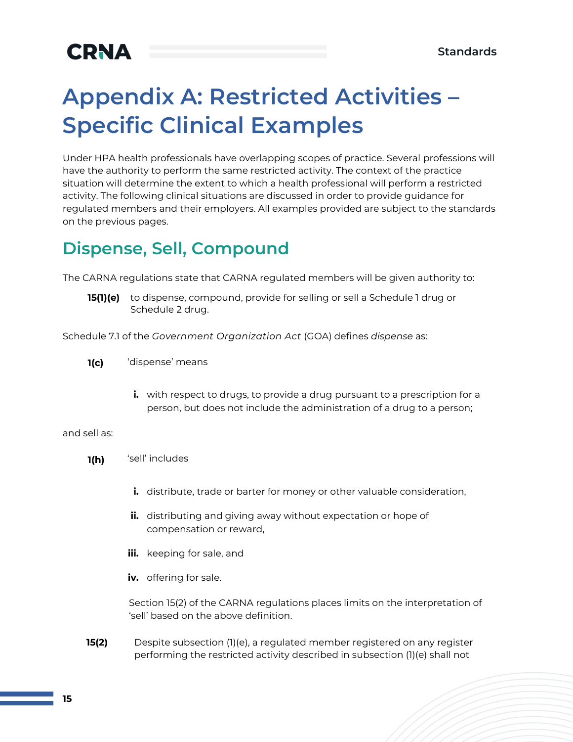# Appendix A: Restricted Activities – Specific Clinical Examples

Under HPA health professionals have overlapping scopes of practice. Several professions will have the authority to perform the same restricted activity. The context of the practice situation will determine the extent to which a health professional will perform a restricted activity. The following clinical situations are discussed in order to provide guidance for regulated members and their employers. All examples provided are subject to the standards on the previous pages.

## Dispense, Sell, Compound

The CARNA regulations state that CARNA regulated members will be given authority to:

> **15(1)(e)** to dispense, compound, provide for selling or sell a Schedule 1 drug or Schedule 2 drug.

Schedule 7.1 of the *Government Organization Act* (GOA) defines *dispense* as:

> **1(c)** 'dispense' means
>
> **i.** with respect to drugs, to provide a drug pursuant to a prescription for a person, but does not include the administration of a drug to a person;

and sell as:

> **1(h)** 'sell' includes
>
> **i.** distribute, trade or barter for money or other valuable consideration,
>
> **ii.** distributing and giving away without expectation or hope of compensation or reward,
>
> **iii.** keeping for sale, and
>
> **iv.** offering for sale.
>
> Section 15(2) of the CARNA regulations places limits on the interpretation of 'sell' based on the above definition.

> **15(2)** Despite subsection (1)(e), a regulated member registered on any register performing the restricted activity described in subsection (1)(e) shall not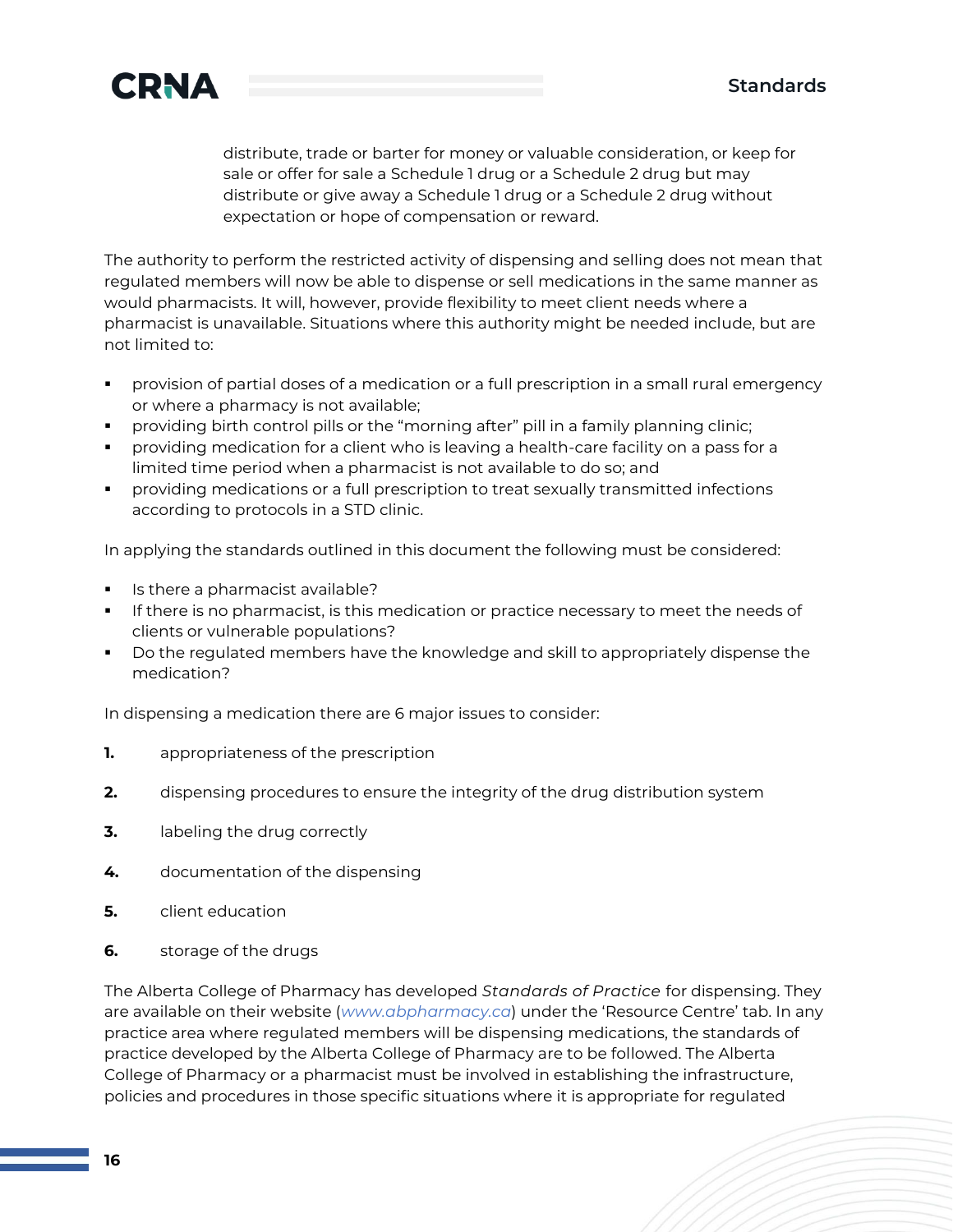distribute, trade or barter for money or valuable consideration, or keep for sale or offer for sale a Schedule 1 drug or a Schedule 2 drug but may distribute or give away a Schedule 1 drug or a Schedule 2 drug without expectation or hope of compensation or reward.

The authority to perform the restricted activity of dispensing and selling does not mean that regulated members will now be able to dispense or sell medications in the same manner as would pharmacists. It will, however, provide flexibility to meet client needs where a pharmacist is unavailable. Situations where this authority might be needed include, but are not limited to:

- provision of partial doses of a medication or a full prescription in a small rural emergency or where a pharmacy is not available;
- providing birth control pills or the "morning after" pill in a family planning clinic;
- providing medication for a client who is leaving a health-care facility on a pass for a limited time period when a pharmacist is not available to do so; and
- providing medications or a full prescription to treat sexually transmitted infections according to protocols in a STD clinic.

In applying the standards outlined in this document the following must be considered:

- Is there a pharmacist available?
- If there is no pharmacist, is this medication or practice necessary to meet the needs of clients or vulnerable populations?
- Do the regulated members have the knowledge and skill to appropriately dispense the medication?

In dispensing a medication there are 6 major issues to consider:

1. appropriateness of the prescription
2. dispensing procedures to ensure the integrity of the drug distribution system
3. labeling the drug correctly
4. documentation of the dispensing
5. client education
6. storage of the drugs

The Alberta College of Pharmacy has developed *Standards of Practice* for dispensing. They are available on their website (*www.abpharmacy.ca*) under the 'Resource Centre' tab. In any practice area where regulated members will be dispensing medications, the standards of practice developed by the Alberta College of Pharmacy are to be followed. The Alberta College of Pharmacy or a pharmacist must be involved in establishing the infrastructure, policies and procedures in those specific situations where it is appropriate for regulated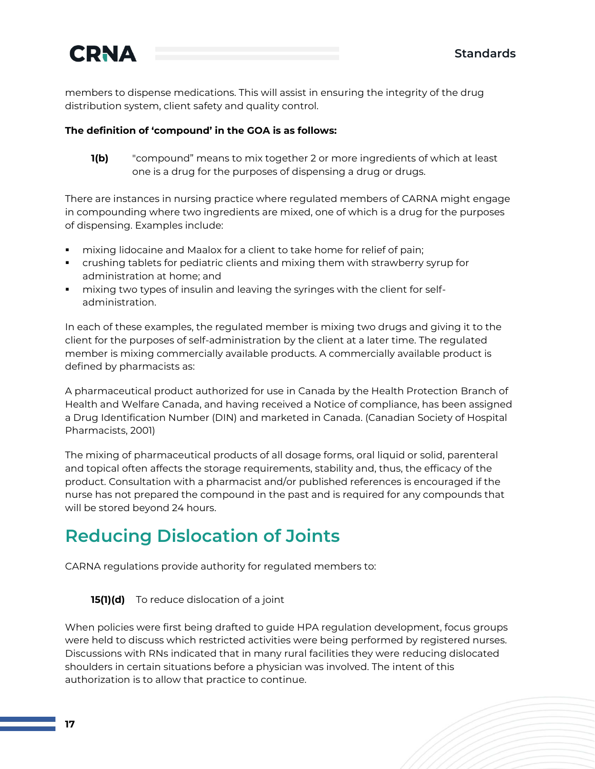members to dispense medications. This will assist in ensuring the integrity of the drug distribution system, client safety and quality control.

**The definition of 'compound' in the GOA is as follows:**

> **1(b)** "compound" means to mix together 2 or more ingredients of which at least one is a drug for the purposes of dispensing a drug or drugs.

There are instances in nursing practice where regulated members of CARNA might engage in compounding where two ingredients are mixed, one of which is a drug for the purposes of dispensing. Examples include:

- mixing lidocaine and Maalox for a client to take home for relief of pain;
- crushing tablets for pediatric clients and mixing them with strawberry syrup for administration at home; and
- mixing two types of insulin and leaving the syringes with the client for self-administration.

In each of these examples, the regulated member is mixing two drugs and giving it to the client for the purposes of self-administration by the client at a later time. The regulated member is mixing commercially available products. A commercially available product is defined by pharmacists as:

A pharmaceutical product authorized for use in Canada by the Health Protection Branch of Health and Welfare Canada, and having received a Notice of compliance, has been assigned a Drug Identification Number (DIN) and marketed in Canada. (Canadian Society of Hospital Pharmacists, 2001)

The mixing of pharmaceutical products of all dosage forms, oral liquid or solid, parenteral and topical often affects the storage requirements, stability and, thus, the efficacy of the product. Consultation with a pharmacist and/or published references is encouraged if the nurse has not prepared the compound in the past and is required for any compounds that will be stored beyond 24 hours.

## Reducing Dislocation of Joints

CARNA regulations provide authority for regulated members to:

> **15(1)(d)** To reduce dislocation of a joint

When policies were first being drafted to guide HPA regulation development, focus groups were held to discuss which restricted activities were being performed by registered nurses. Discussions with RNs indicated that in many rural facilities they were reducing dislocated shoulders in certain situations before a physician was involved. The intent of this authorization is to allow that practice to continue.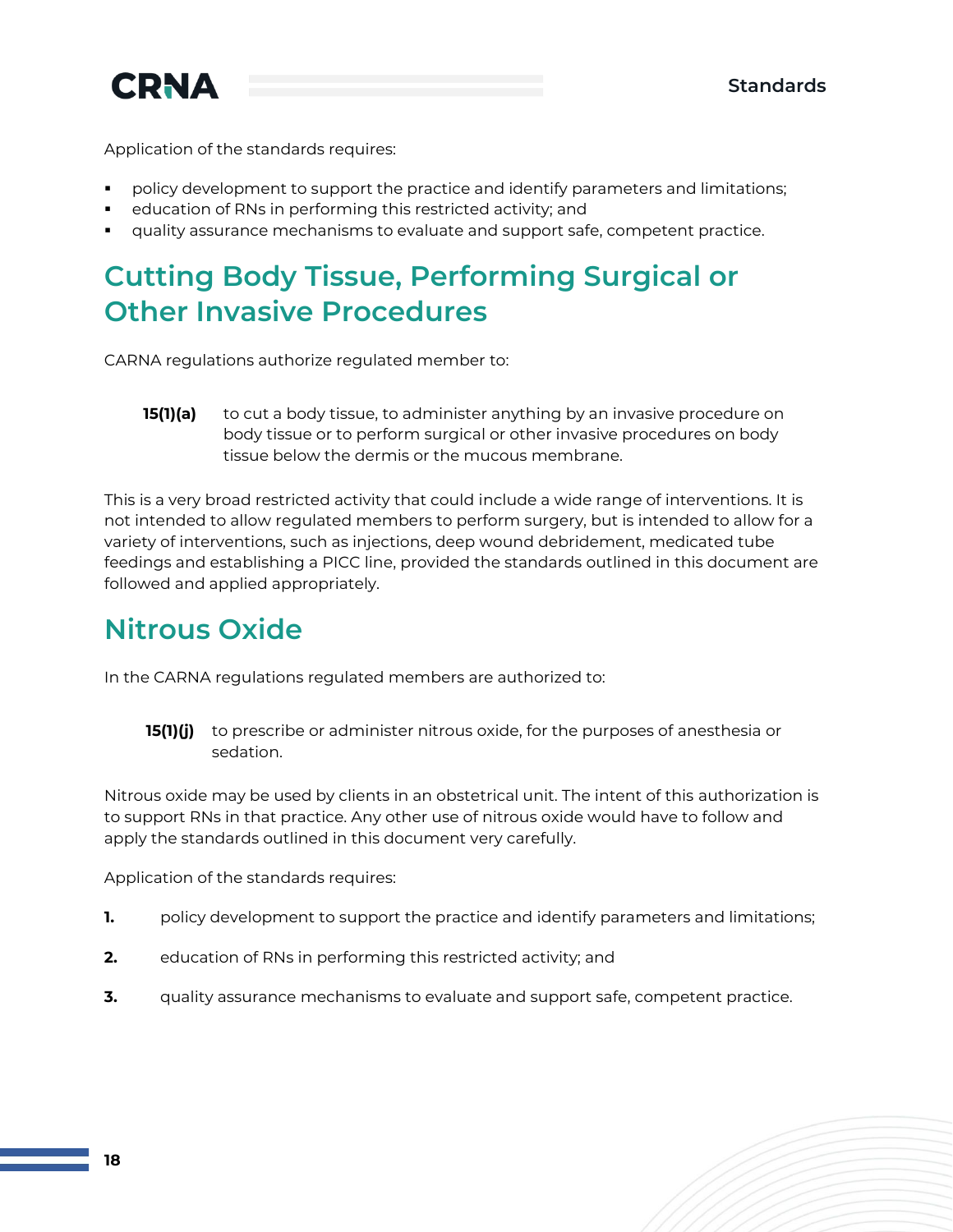Application of the standards requires:

- policy development to support the practice and identify parameters and limitations;
- education of RNs in performing this restricted activity; and
- quality assurance mechanisms to evaluate and support safe, competent practice.

## Cutting Body Tissue, Performing Surgical or Other Invasive Procedures

CARNA regulations authorize regulated member to:

> **15(1)(a)** to cut a body tissue, to administer anything by an invasive procedure on body tissue or to perform surgical or other invasive procedures on body tissue below the dermis or the mucous membrane.

This is a very broad restricted activity that could include a wide range of interventions. It is not intended to allow regulated members to perform surgery, but is intended to allow for a variety of interventions, such as injections, deep wound debridement, medicated tube feedings and establishing a PICC line, provided the standards outlined in this document are followed and applied appropriately.

## Nitrous Oxide

In the CARNA regulations regulated members are authorized to:

> **15(1)(j)** to prescribe or administer nitrous oxide, for the purposes of anesthesia or sedation.

Nitrous oxide may be used by clients in an obstetrical unit. The intent of this authorization is to support RNs in that practice. Any other use of nitrous oxide would have to follow and apply the standards outlined in this document very carefully.

Application of the standards requires:

1. policy development to support the practice and identify parameters and limitations;
2. education of RNs in performing this restricted activity; and
3. quality assurance mechanisms to evaluate and support safe, competent practice.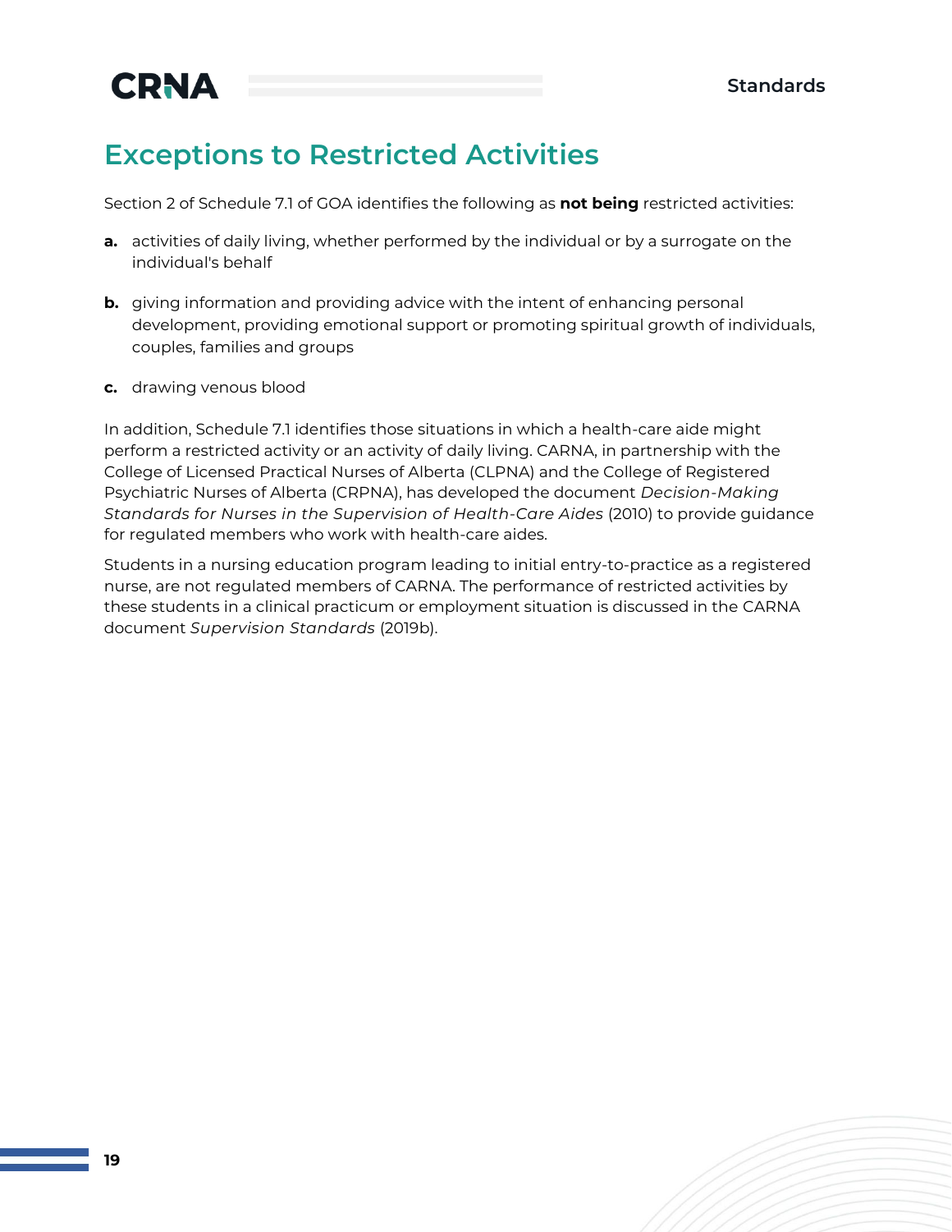## Exceptions to Restricted Activities

Section 2 of Schedule 7.1 of GOA identifies the following as **not being** restricted activities:

**a.** activities of daily living, whether performed by the individual or by a surrogate on the individual's behalf

**b.** giving information and providing advice with the intent of enhancing personal development, providing emotional support or promoting spiritual growth of individuals, couples, families and groups

**c.** drawing venous blood

In addition, Schedule 7.1 identifies those situations in which a health-care aide might perform a restricted activity or an activity of daily living. CARNA, in partnership with the College of Licensed Practical Nurses of Alberta (CLPNA) and the College of Registered Psychiatric Nurses of Alberta (CRPNA), has developed the document *Decision-Making Standards for Nurses in the Supervision of Health-Care Aides* (2010) to provide guidance for regulated members who work with health-care aides.

Students in a nursing education program leading to initial entry-to-practice as a registered nurse, are not regulated members of CARNA. The performance of restricted activities by these students in a clinical practicum or employment situation is discussed in the CARNA document *Supervision Standards* (2019b).